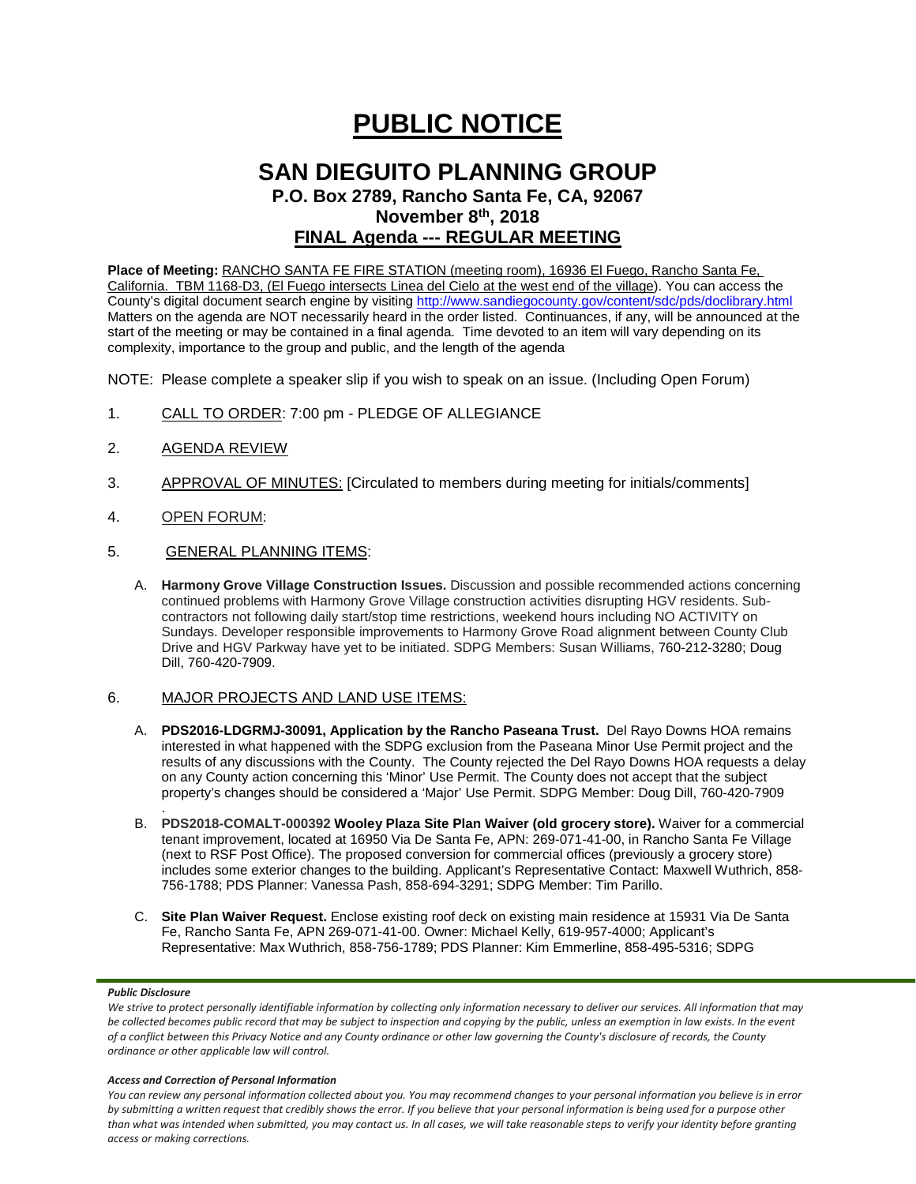# PUBLIC NOTICE

## SAN DIEGUITO PLANNING GROUP

### P.O. Box 2789, Rancho Santa Fe, CA, 92067

### November 8th, 2018

### FINAL Agenda --- REGULAR MEETING

**Place of Meeting:** RANCHO SANTA FE FIRE STATION (meeting room), 16936 El Fuego, Rancho Santa Fe, California. TBM 1168-D3, (El Fuego intersects Linea del Cielo at the west end of the village). You can access the County's digital document search engine by visiting http://www.sandiegocounty.gov/content/sdc/pds/doclibrary.html Matters on the agenda are NOT necessarily heard in the order listed. Continuances, if any, will be announced at the start of the meeting or may be contained in a final agenda. Time devoted to an item will vary depending on its complexity, importance to the group and public, and the length of the agenda

NOTE: Please complete a speaker slip if you wish to speak on an issue. (Including Open Forum)

1. CALL TO ORDER: 7:00 pm - PLEDGE OF ALLEGIANCE

2. AGENDA REVIEW

3. APPROVAL OF MINUTES: [Circulated to members during meeting for initials/comments]

4. OPEN FORUM:

5. GENERAL PLANNING ITEMS:

   A. **Harmony Grove Village Construction Issues.** Discussion and possible recommended actions concerning continued problems with Harmony Grove Village construction activities disrupting HGV residents. Sub-contractors not following daily start/stop time restrictions, weekend hours including NO ACTIVITY on Sundays. Developer responsible improvements to Harmony Grove Road alignment between County Club Drive and HGV Parkway have yet to be initiated. SDPG Members: Susan Williams, 760-212-3280; Doug Dill, 760-420-7909.

6. MAJOR PROJECTS AND LAND USE ITEMS:

   A. **PDS2016-LDGRMJ-30091, Application by the Rancho Paseana Trust.** Del Rayo Downs HOA remains interested in what happened with the SDPG exclusion from the Paseana Minor Use Permit project and the results of any discussions with the County. The County rejected the Del Rayo Downs HOA requests a delay on any County action concerning this 'Minor' Use Permit. The County does not accept that the subject property's changes should be considered a 'Major' Use Permit. SDPG Member: Doug Dill, 760-420-7909
   .
   B. **PDS2018-COMALT-000392 Wooley Plaza Site Plan Waiver (old grocery store).** Waiver for a commercial tenant improvement, located at 16950 Via De Santa Fe, APN: 269-071-41-00, in Rancho Santa Fe Village (next to RSF Post Office). The proposed conversion for commercial offices (previously a grocery store) includes some exterior changes to the building. Applicant's Representative Contact: Maxwell Wuthrich, 858-756-1788; PDS Planner: Vanessa Pash, 858-694-3291; SDPG Member: Tim Parillo.

   C. **Site Plan Waiver Request.** Enclose existing roof deck on existing main residence at 15931 Via De Santa Fe, Rancho Santa Fe, APN 269-071-41-00. Owner: Michael Kelly, 619-957-4000; Applicant's Representative: Max Wuthrich, 858-756-1789; PDS Planner: Kim Emmerline, 858-495-5316; SDPG

***Public Disclosure***

*We strive to protect personally identifiable information by collecting only information necessary to deliver our services. All information that may be collected becomes public record that may be subject to inspection and copying by the public, unless an exemption in law exists. In the event of a conflict between this Privacy Notice and any County ordinance or other law governing the County's disclosure of records, the County ordinance or other applicable law will control.*

***Access and Correction of Personal Information***

*You can review any personal information collected about you. You may recommend changes to your personal information you believe is in error by submitting a written request that credibly shows the error. If you believe that your personal information is being used for a purpose other than what was intended when submitted, you may contact us. In all cases, we will take reasonable steps to verify your identity before granting access or making corrections.*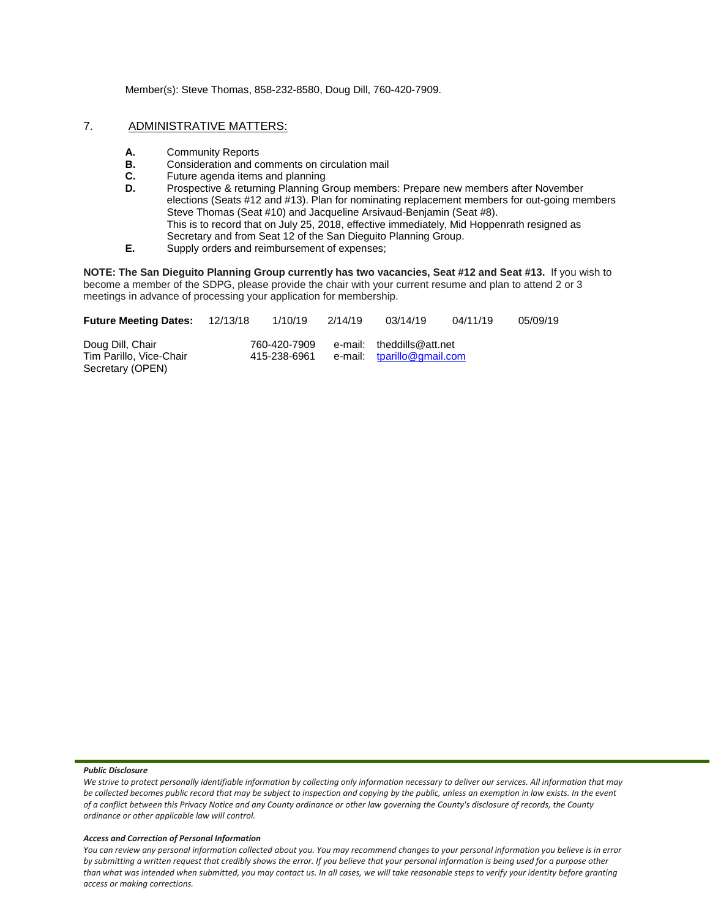Member(s): Steve Thomas, 858-232-8580, Doug Dill, 760-420-7909.

7. <u>ADMINISTRATIVE MATTERS:</u>

**A.** Community Reports
**B.** Consideration and comments on circulation mail
**C.** Future agenda items and planning
**D.** Prospective & returning Planning Group members: Prepare new members after November elections (Seats #12 and #13). Plan for nominating replacement members for out-going members Steve Thomas (Seat #10) and Jacqueline Arsivaud-Benjamin (Seat #8).
This is to record that on July 25, 2018, effective immediately, Mid Hoppenrath resigned as Secretary and from Seat 12 of the San Dieguito Planning Group.
**E.** Supply orders and reimbursement of expenses;

**NOTE: The San Dieguito Planning Group currently has two vacancies, Seat #12 and Seat #13.** If you wish to become a member of the SDPG, please provide the chair with your current resume and plan to attend 2 or 3 meetings in advance of processing your application for membership.

**Future Meeting Dates:** 12/13/18 1/10/19 2/14/19 03/14/19 04/11/19 05/09/19

| | | |
|---|---|---|
| Doug Dill, Chair | 760-420-7909 | e-mail: theddills@att.net |
| Tim Parillo, Vice-Chair | 415-238-6961 | e-mail: tparillo@gmail.com |
| Secretary (OPEN) | | |

***Public Disclosure***

*We strive to protect personally identifiable information by collecting only information necessary to deliver our services. All information that may be collected becomes public record that may be subject to inspection and copying by the public, unless an exemption in law exists. In the event of a conflict between this Privacy Notice and any County ordinance or other law governing the County's disclosure of records, the County ordinance or other applicable law will control.*

***Access and Correction of Personal Information***

*You can review any personal information collected about you. You may recommend changes to your personal information you believe is in error by submitting a written request that credibly shows the error. If you believe that your personal information is being used for a purpose other than what was intended when submitted, you may contact us. In all cases, we will take reasonable steps to verify your identity before granting access or making corrections.*